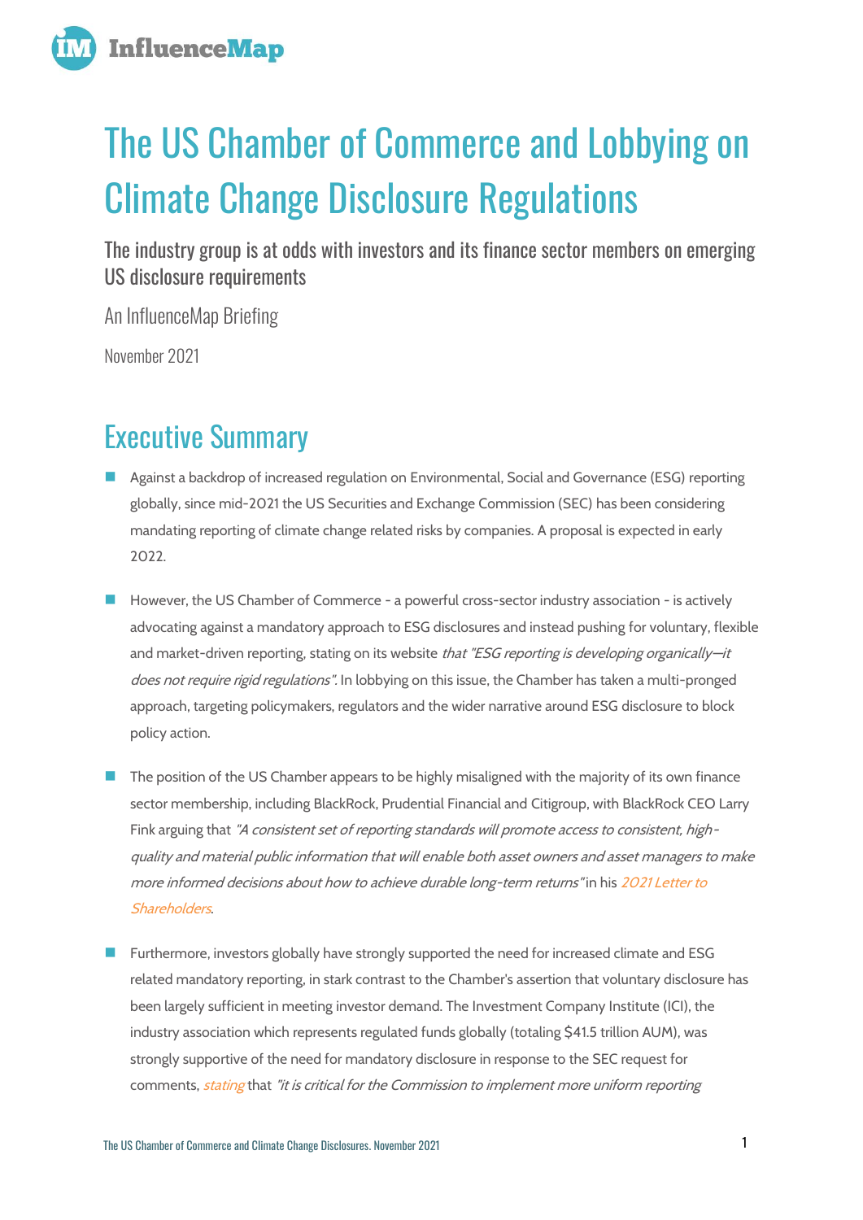# The US Chamber of Commerce and Lobbying on Climate Change Disclosure Regulations

The industry group is at odds with investors and its finance sector members on emerging US disclosure requirements

An InfluenceMap Briefing

November 2021

## Executive Summary

- Against a backdrop of increased regulation on Environmental, Social and Governance (ESG) reporting globally, since mid-2021 the US Securities and Exchange Commission (SEC) has been considering mandating reporting of climate change related risks by companies. A proposal is expected in early 2022.
- However, the US Chamber of Commerce - a powerful cross-sector industry association - is actively advocating against a mandatory approach to ESG disclosures and instead pushing for voluntary, flexible and market-driven reporting, stating on its website *that "ESG reporting is developing organically—it does not require rigid regulations"*. In lobbying on this issue, the Chamber has taken a multi-pronged approach, targeting policymakers, regulators and the wider narrative around ESG disclosure to block policy action.
- The position of the US Chamber appears to be highly misaligned with the majority of its own finance sector membership, including BlackRock, Prudential Financial and Citigroup, with BlackRock CEO Larry Fink arguing that *"A consistent set of reporting standards will promote access to consistent, high-quality and material public information that will enable both asset owners and asset managers to make more informed decisions about how to achieve durable long-term returns"* in his *2021 Letter to Shareholders*.
- Furthermore, investors globally have strongly supported the need for increased climate and ESG related mandatory reporting, in stark contrast to the Chamber's assertion that voluntary disclosure has been largely sufficient in meeting investor demand. The Investment Company Institute (ICI), the industry association which represents regulated funds globally (totaling $41.5 trillion AUM), was strongly supportive of the need for mandatory disclosure in response to the SEC request for comments, *stating* that *"it is critical for the Commission to implement more uniform reporting*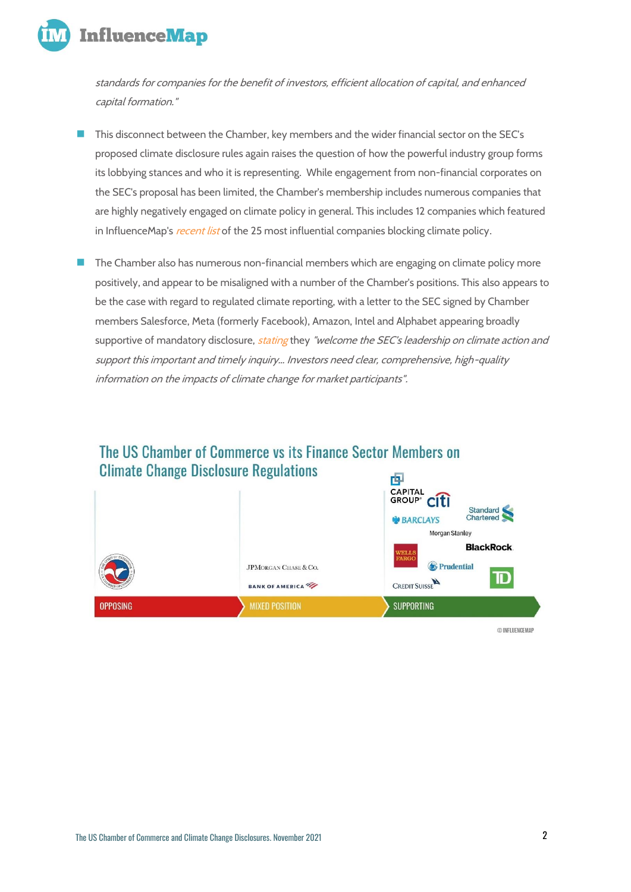*standards for companies for the benefit of investors, efficient allocation of capital, and enhanced capital formation."*

- This disconnect between the Chamber, key members and the wider financial sector on the SEC's proposed climate disclosure rules again raises the question of how the powerful industry group forms its lobbying stances and who it is representing. While engagement from non-financial corporates on the SEC's proposal has been limited, the Chamber's membership includes numerous companies that are highly negatively engaged on climate policy in general. This includes 12 companies which featured in InfluenceMap's *recent list* of the 25 most influential companies blocking climate policy.

- The Chamber also has numerous non-financial members which are engaging on climate policy more positively, and appear to be misaligned with a number of the Chamber's positions. This also appears to be the case with regard to regulated climate reporting, with a letter to the SEC signed by Chamber members Salesforce, Meta (formerly Facebook), Amazon, Intel and Alphabet appearing broadly supportive of mandatory disclosure, *stating* they *"welcome the SEC's leadership on climate action and support this important and timely inquiry… Investors need clear, comprehensive, high-quality information on the impacts of climate change for market participants".*

## The US Chamber of Commerce vs its Finance Sector Members on Climate Change Disclosure Regulations

| OPPOSING | MIXED POSITION | SUPPORTING |
|---|---|---|
| US Chamber of Commerce | JPMorgan Chase & Co., Bank of America | Capital Group, Citi, Standard Chartered, Barclays, Morgan Stanley, BlackRock, Wells Fargo, Prudential, Credit Suisse, TD |

© INFLUENCEMAP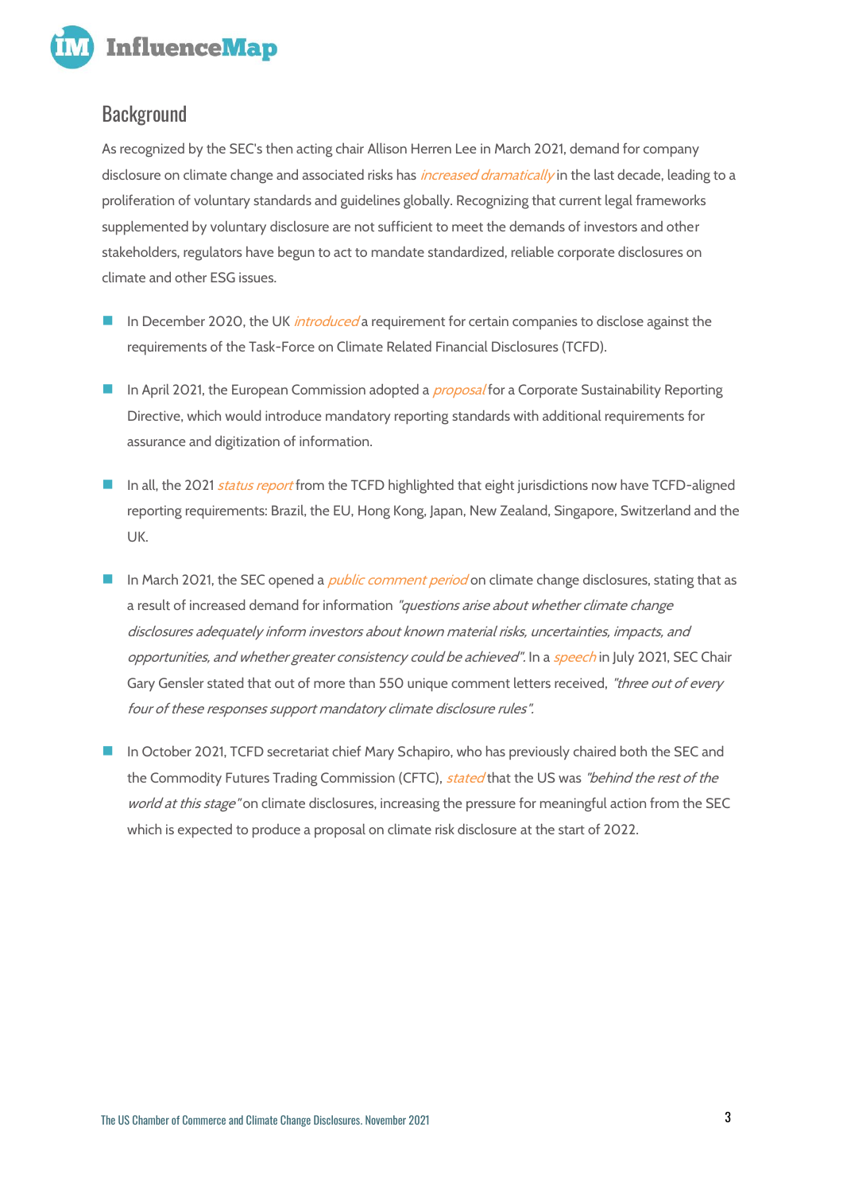## Background

As recognized by the SEC's then acting chair Allison Herren Lee in March 2021, demand for company disclosure on climate change and associated risks has *increased dramatically* in the last decade, leading to a proliferation of voluntary standards and guidelines globally. Recognizing that current legal frameworks supplemented by voluntary disclosure are not sufficient to meet the demands of investors and other stakeholders, regulators have begun to act to mandate standardized, reliable corporate disclosures on climate and other ESG issues.

- In December 2020, the UK *introduced* a requirement for certain companies to disclose against the requirements of the Task-Force on Climate Related Financial Disclosures (TCFD).
- In April 2021, the European Commission adopted a *proposal* for a Corporate Sustainability Reporting Directive, which would introduce mandatory reporting standards with additional requirements for assurance and digitization of information.
- In all, the 2021 *status report* from the TCFD highlighted that eight jurisdictions now have TCFD-aligned reporting requirements: Brazil, the EU, Hong Kong, Japan, New Zealand, Singapore, Switzerland and the UK.
- In March 2021, the SEC opened a *public comment period* on climate change disclosures, stating that as a result of increased demand for information *"questions arise about whether climate change disclosures adequately inform investors about known material risks, uncertainties, impacts, and opportunities, and whether greater consistency could be achieved"*. In a *speech* in July 2021, SEC Chair Gary Gensler stated that out of more than 550 unique comment letters received, *"three out of every four of these responses support mandatory climate disclosure rules"*.
- In October 2021, TCFD secretariat chief Mary Schapiro, who has previously chaired both the SEC and the Commodity Futures Trading Commission (CFTC), *stated* that the US was *"behind the rest of the world at this stage"* on climate disclosures, increasing the pressure for meaningful action from the SEC which is expected to produce a proposal on climate risk disclosure at the start of 2022.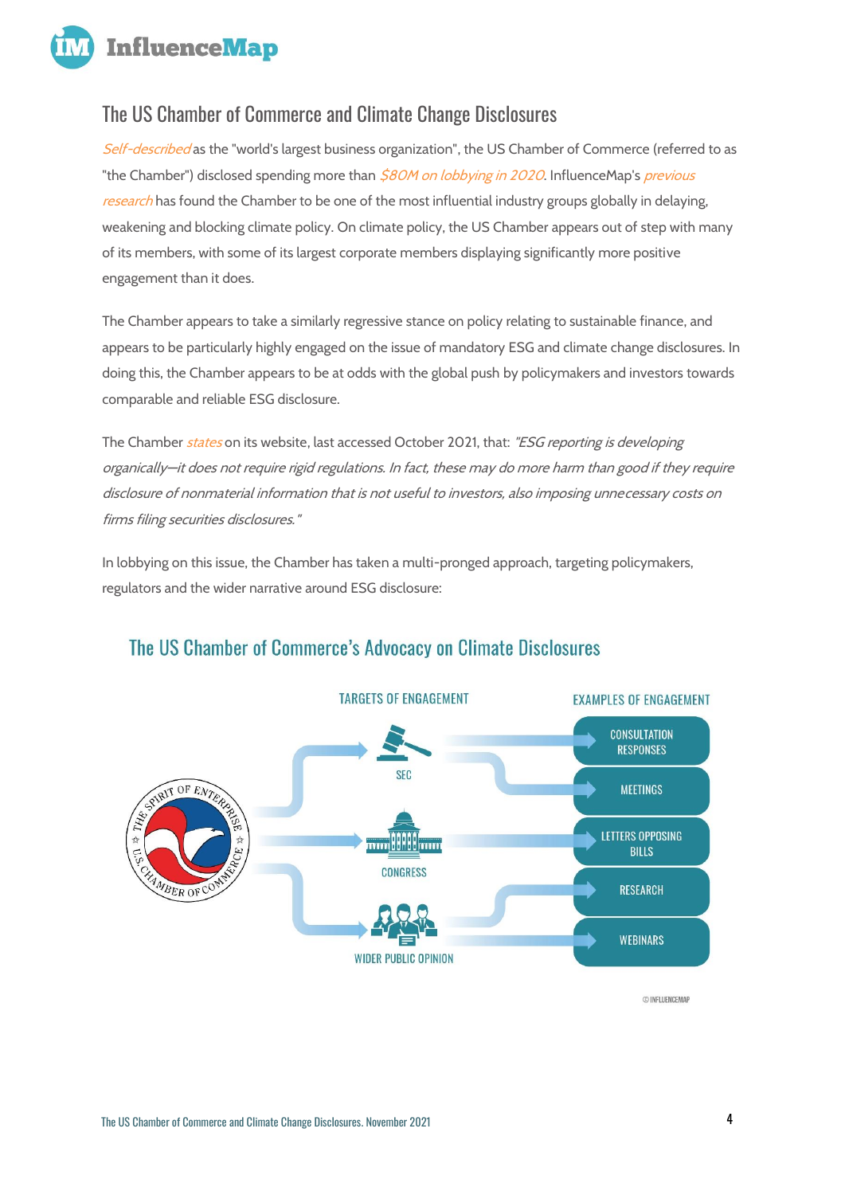## The US Chamber of Commerce and Climate Change Disclosures

*Self-described* as the "world's largest business organization", the US Chamber of Commerce (referred to as "the Chamber") disclosed spending more than *$80M on lobbying in 2020*. InfluenceMap's *previous research* has found the Chamber to be one of the most influential industry groups globally in delaying, weakening and blocking climate policy. On climate policy, the US Chamber appears out of step with many of its members, with some of its largest corporate members displaying significantly more positive engagement than it does.

The Chamber appears to take a similarly regressive stance on policy relating to sustainable finance, and appears to be particularly highly engaged on the issue of mandatory ESG and climate change disclosures. In doing this, the Chamber appears to be at odds with the global push by policymakers and investors towards comparable and reliable ESG disclosure.

The Chamber *states* on its website, last accessed October 2021, that: *"ESG reporting is developing organically—it does not require rigid regulations. In fact, these may do more harm than good if they require disclosure of nonmaterial information that is not useful to investors, also imposing unnecessary costs on firms filing securities disclosures."*

In lobbying on this issue, the Chamber has taken a multi-pronged approach, targeting policymakers, regulators and the wider narrative around ESG disclosure:

### The US Chamber of Commerce's Advocacy on Climate Disclosures

TARGETS OF ENGAGEMENT: SEC; CONGRESS; WIDER PUBLIC OPINION

EXAMPLES OF ENGAGEMENT: CONSULTATION RESPONSES; MEETINGS; LETTERS OPPOSING BILLS; RESEARCH; WEBINARS

© INFLUENCEMAP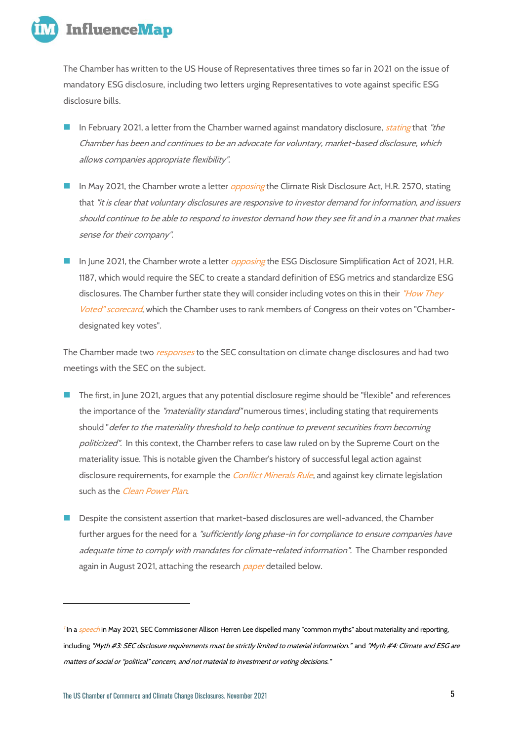The Chamber has written to the US House of Representatives three times so far in 2021 on the issue of mandatory ESG disclosure, including two letters urging Representatives to vote against specific ESG disclosure bills.

- In February 2021, a letter from the Chamber warned against mandatory disclosure, *stating* that *"the Chamber has been and continues to be an advocate for voluntary, market-based disclosure, which allows companies appropriate flexibility".*
- In May 2021, the Chamber wrote a letter *opposing* the Climate Risk Disclosure Act, H.R. 2570, stating that *"it is clear that voluntary disclosures are responsive to investor demand for information, and issuers should continue to be able to respond to investor demand how they see fit and in a manner that makes sense for their company".*
- In June 2021, the Chamber wrote a letter *opposing* the ESG Disclosure Simplification Act of 2021, H.R. 1187, which would require the SEC to create a standard definition of ESG metrics and standardize ESG disclosures. The Chamber further state they will consider including votes on this in their *"How They Voted" scorecard*, which the Chamber uses to rank members of Congress on their votes on "Chamber-designated key votes".

The Chamber made two *responses* to the SEC consultation on climate change disclosures and had two meetings with the SEC on the subject.

- The first, in June 2021, argues that any potential disclosure regime should be "flexible" and references the importance of the *"materiality standard"* numerous times[1], including stating that requirements should "*defer to the materiality threshold to help continue to prevent securities from becoming politicized".* In this context, the Chamber refers to case law ruled on by the Supreme Court on the materiality issue. This is notable given the Chamber's history of successful legal action against disclosure requirements, for example the *Conflict Minerals Rule*, and against key climate legislation such as the *Clean Power Plan*.
- Despite the consistent assertion that market-based disclosures are well-advanced, the Chamber further argues for the need for a *"sufficiently long phase-in for compliance to ensure companies have adequate time to comply with mandates for climate-related information".* The Chamber responded again in August 2021, attaching the research *paper* detailed below.

---

[1] In a *speech* in May 2021, SEC Commissioner Allison Herren Lee dispelled many "common myths" about materiality and reporting, including *"Myth #3: SEC disclosure requirements must be strictly limited to material information."* and *"Myth #4: Climate and ESG are matters of social or "political" concern, and not material to investment or voting decisions."*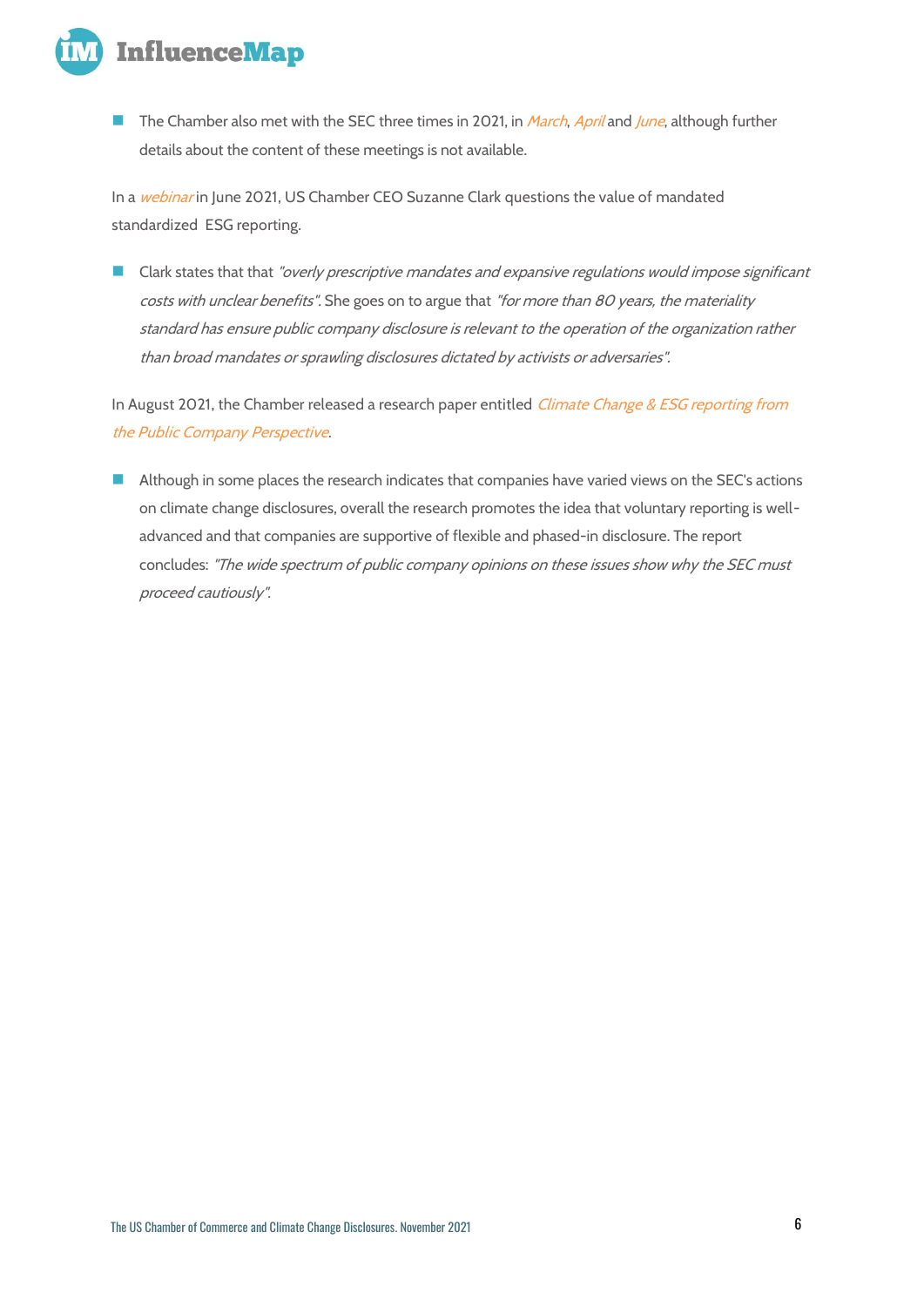- The Chamber also met with the SEC three times in 2021, in *March*, *April* and *June*, although further details about the content of these meetings is not available.

In a *webinar* in June 2021, US Chamber CEO Suzanne Clark questions the value of mandated standardized ESG reporting.

- Clark states that that *"overly prescriptive mandates and expansive regulations would impose significant costs with unclear benefits"*. She goes on to argue that *"for more than 80 years, the materiality standard has ensure public company disclosure is relevant to the operation of the organization rather than broad mandates or sprawling disclosures dictated by activists or adversaries"*.

In August 2021, the Chamber released a research paper entitled *Climate Change & ESG reporting from the Public Company Perspective*.

- Although in some places the research indicates that companies have varied views on the SEC's actions on climate change disclosures, overall the research promotes the idea that voluntary reporting is well-advanced and that companies are supportive of flexible and phased-in disclosure. The report concludes: *"The wide spectrum of public company opinions on these issues show why the SEC must proceed cautiously"*.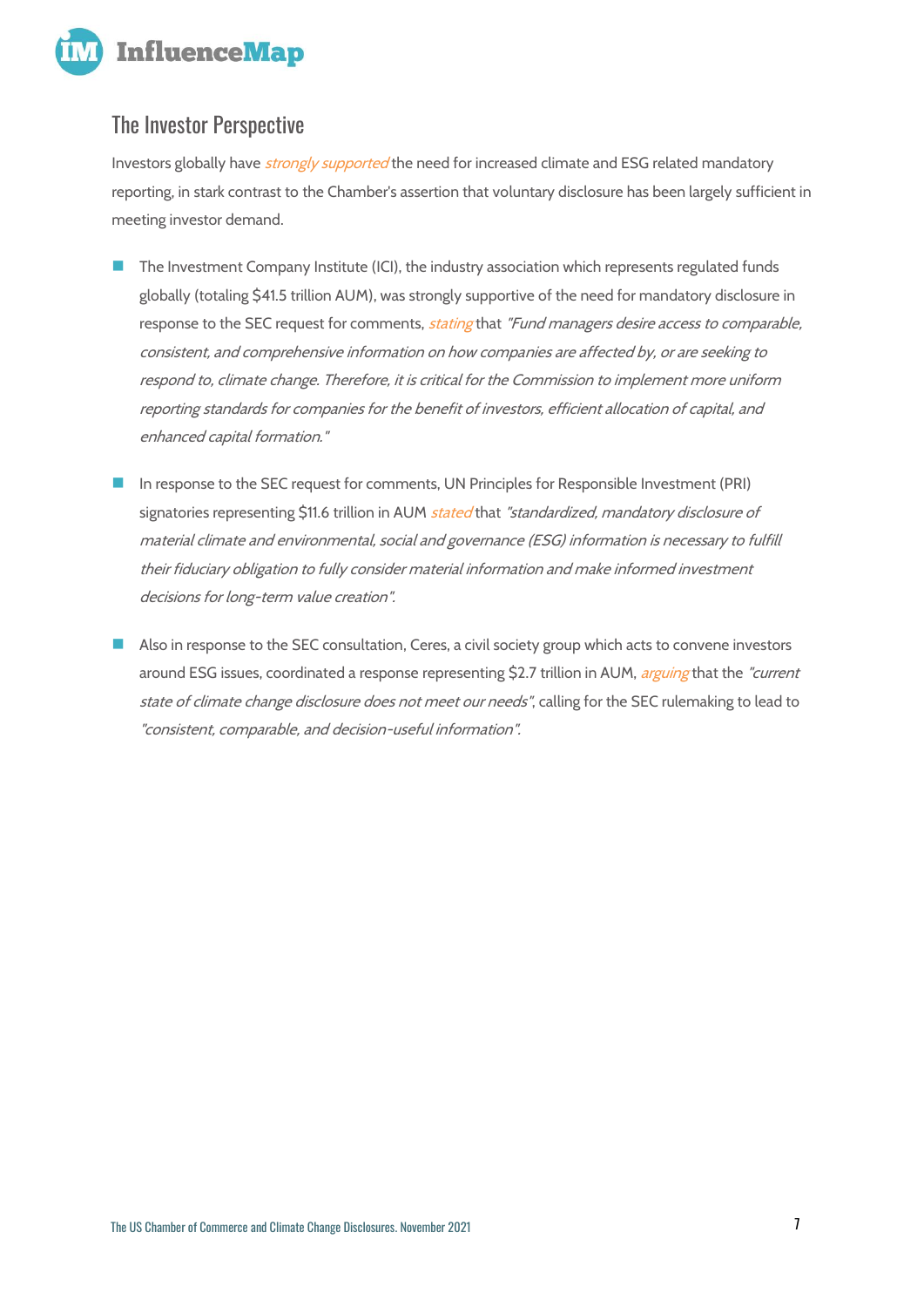## The Investor Perspective

Investors globally have *strongly supported* the need for increased climate and ESG related mandatory reporting, in stark contrast to the Chamber's assertion that voluntary disclosure has been largely sufficient in meeting investor demand.

- The Investment Company Institute (ICI), the industry association which represents regulated funds globally (totaling $41.5 trillion AUM), was strongly supportive of the need for mandatory disclosure in response to the SEC request for comments, *stating* that *"Fund managers desire access to comparable, consistent, and comprehensive information on how companies are affected by, or are seeking to respond to, climate change. Therefore, it is critical for the Commission to implement more uniform reporting standards for companies for the benefit of investors, efficient allocation of capital, and enhanced capital formation."*

- In response to the SEC request for comments, UN Principles for Responsible Investment (PRI) signatories representing $11.6 trillion in AUM *stated* that *"standardized, mandatory disclosure of material climate and environmental, social and governance (ESG) information is necessary to fulfill their fiduciary obligation to fully consider material information and make informed investment decisions for long-term value creation".*

- Also in response to the SEC consultation, Ceres, a civil society group which acts to convene investors around ESG issues, coordinated a response representing $2.7 trillion in AUM, *arguing* that the *"current state of climate change disclosure does not meet our needs"*, calling for the SEC rulemaking to lead to *"consistent, comparable, and decision-useful information".*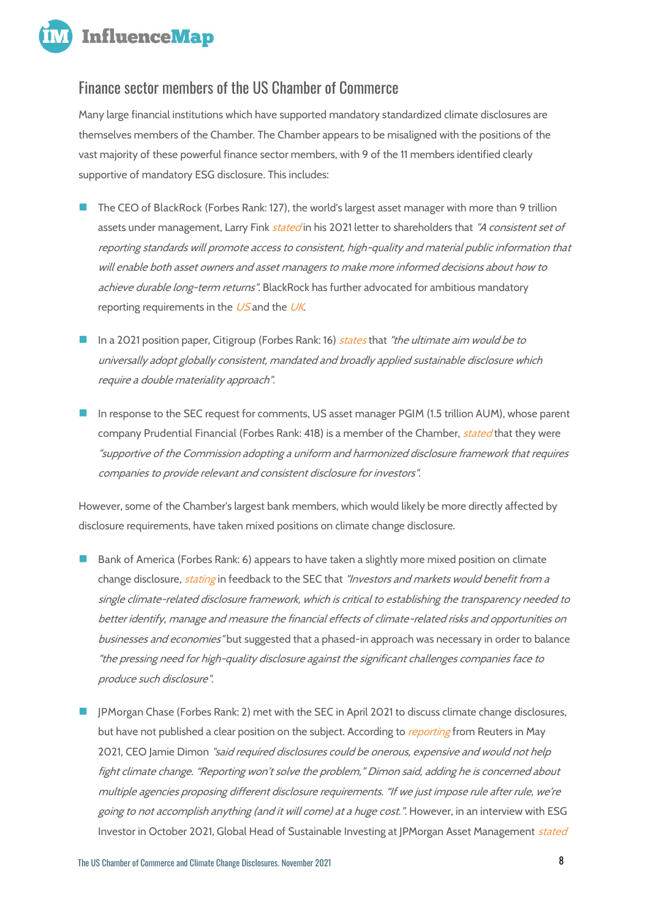## Finance sector members of the US Chamber of Commerce

Many large financial institutions which have supported mandatory standardized climate disclosures are themselves members of the Chamber. The Chamber appears to be misaligned with the positions of the vast majority of these powerful finance sector members, with 9 of the 11 members identified clearly supportive of mandatory ESG disclosure. This includes:

- The CEO of BlackRock (Forbes Rank: 127), the world's largest asset manager with more than 9 trillion assets under management, Larry Fink *stated* in his 2021 letter to shareholders that *"A consistent set of reporting standards will promote access to consistent, high-quality and material public information that will enable both asset owners and asset managers to make more informed decisions about how to achieve durable long-term returns".* BlackRock has further advocated for ambitious mandatory reporting requirements in the *US* and the *UK*.
- In a 2021 position paper, Citigroup (Forbes Rank: 16) *states* that *"the ultimate aim would be to universally adopt globally consistent, mandated and broadly applied sustainable disclosure which require a double materiality approach".*
- In response to the SEC request for comments, US asset manager PGIM (1.5 trillion AUM), whose parent company Prudential Financial (Forbes Rank: 418) is a member of the Chamber, *stated* that they were *"supportive of the Commission adopting a uniform and harmonized disclosure framework that requires companies to provide relevant and consistent disclosure for investors".*

However, some of the Chamber's largest bank members, which would likely be more directly affected by disclosure requirements, have taken mixed positions on climate change disclosure.

- Bank of America (Forbes Rank: 6) appears to have taken a slightly more mixed position on climate change disclosure, *stating* in feedback to the SEC that *"Investors and markets would benefit from a single climate-related disclosure framework, which is critical to establishing the transparency needed to better identify, manage and measure the financial effects of climate-related risks and opportunities on businesses and economies"* but suggested that a phased-in approach was necessary in order to balance *"the pressing need for high-quality disclosure against the significant challenges companies face to produce such disclosure".*
- JPMorgan Chase (Forbes Rank: 2) met with the SEC in April 2021 to discuss climate change disclosures, but have not published a clear position on the subject. According to *reporting* from Reuters in May 2021, CEO Jamie Dimon *"said required disclosures could be onerous, expensive and would not help fight climate change. "Reporting won't solve the problem," Dimon said, adding he is concerned about multiple agencies proposing different disclosure requirements. "If we just impose rule after rule, we're going to not accomplish anything (and it will come) at a huge cost.".* However, in an interview with ESG Investor in October 2021, Global Head of Sustainable Investing at JPMorgan Asset Management *stated*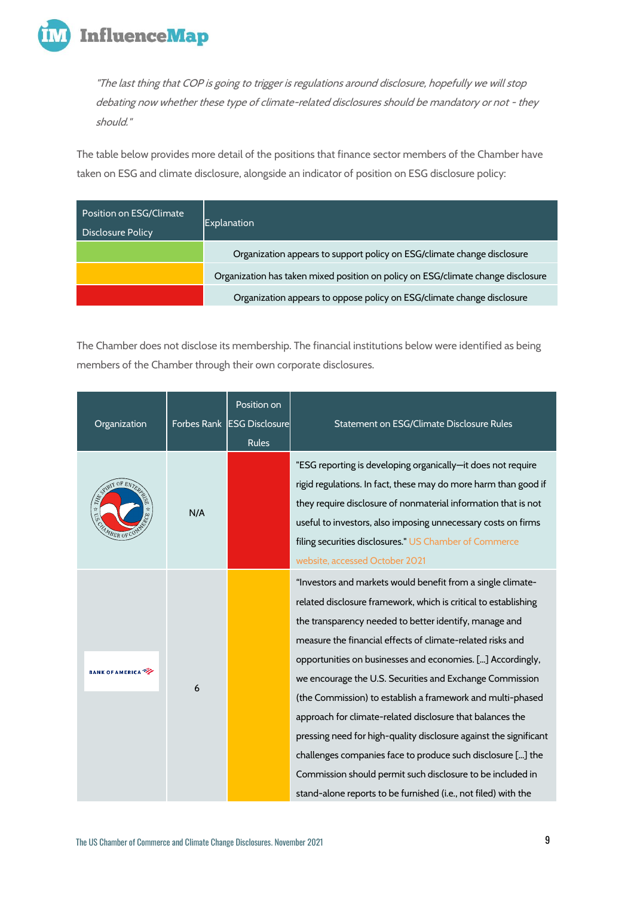*"The last thing that COP is going to trigger is regulations around disclosure, hopefully we will stop debating now whether these type of climate-related disclosures should be mandatory or not - they should."*

The table below provides more detail of the positions that finance sector members of the Chamber have taken on ESG and climate disclosure, alongside an indicator of position on ESG disclosure policy:

| Position on ESG/Climate Disclosure Policy | Explanation |
|---|---|
| Green | Organization appears to support policy on ESG/climate change disclosure |
| Amber | Organization has taken mixed position on policy on ESG/climate change disclosure |
| Red | Organization appears to oppose policy on ESG/climate change disclosure |

The Chamber does not disclose its membership. The financial institutions below were identified as being members of the Chamber through their own corporate disclosures.

| Organization | Forbes Rank | Position on ESG Disclosure Rules | Statement on ESG/Climate Disclosure Rules |
|---|---|---|---|
| U.S. Chamber of Commerce | N/A | Red | "ESG reporting is developing organically—it does not require rigid regulations. In fact, these may do more harm than good if they require disclosure of nonmaterial information that is not useful to investors, also imposing unnecessary costs on firms filing securities disclosures." US Chamber of Commerce website, accessed October 2021 |
| Bank of America | 6 | Amber | "Investors and markets would benefit from a single climate-related disclosure framework, which is critical to establishing the transparency needed to better identify, manage and measure the financial effects of climate-related risks and opportunities on businesses and economies. [...] Accordingly, we encourage the U.S. Securities and Exchange Commission (the Commission) to establish a framework and multi-phased approach for climate-related disclosure that balances the pressing need for high-quality disclosure against the significant challenges companies face to produce such disclosure [...] the Commission should permit such disclosure to be included in stand-alone reports to be furnished (i.e., not filed) with the |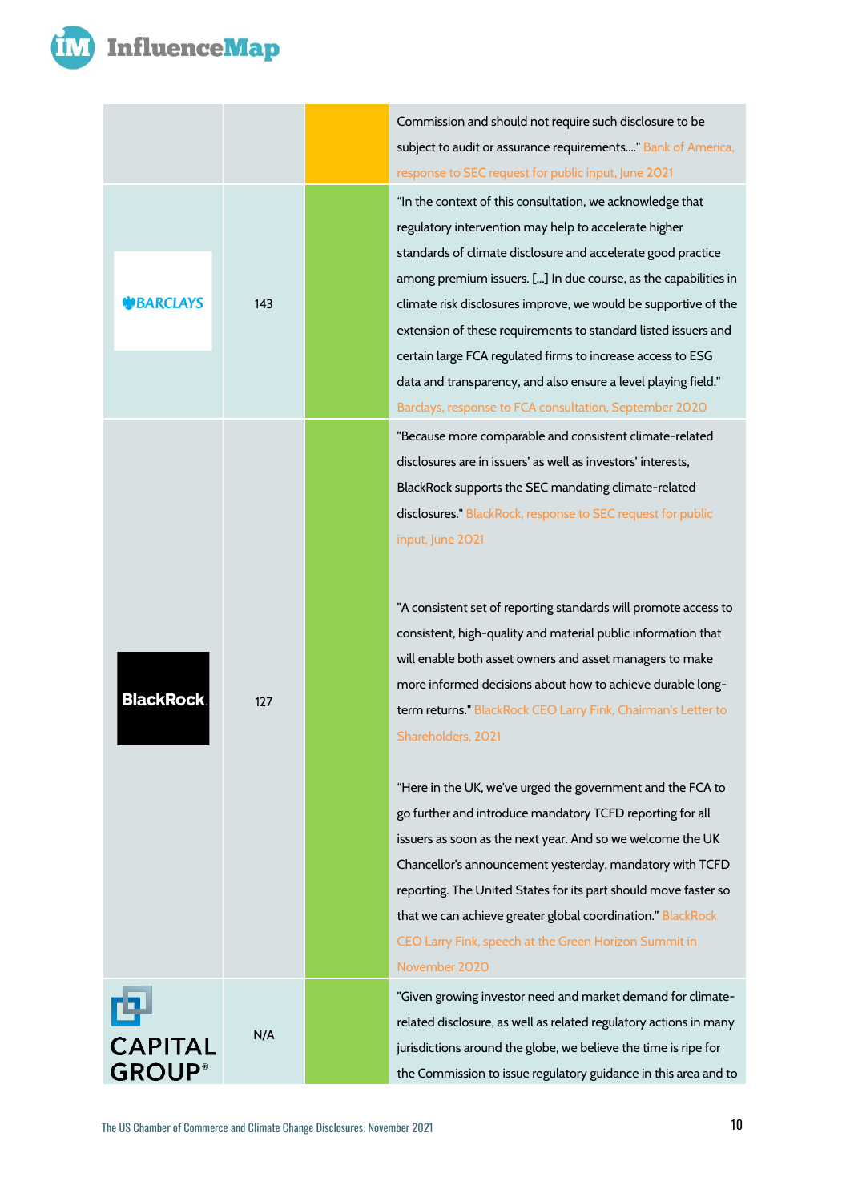| | | | |
|---|---|---|---|
| | | | Commission and should not require such disclosure to be subject to audit or assurance requirements...." Bank of America, response to SEC request for public input, June 2021 |
| BARCLAYS | 143 | | "In the context of this consultation, we acknowledge that regulatory intervention may help to accelerate higher standards of climate disclosure and accelerate good practice among premium issuers. [...] In due course, as the capabilities in climate risk disclosures improve, we would be supportive of the extension of these requirements to standard listed issuers and certain large FCA regulated firms to increase access to ESG data and transparency, and also ensure a level playing field." Barclays, response to FCA consultation, September 2020 |
| BlackRock | 127 | | "Because more comparable and consistent climate-related disclosures are in issuers' as well as investors' interests, BlackRock supports the SEC mandating climate-related disclosures." BlackRock, response to SEC request for public input, June 2021<br><br>"A consistent set of reporting standards will promote access to consistent, high-quality and material public information that will enable both asset owners and asset managers to make more informed decisions about how to achieve durable long-term returns." BlackRock CEO Larry Fink, Chairman's Letter to Shareholders, 2021<br><br>"Here in the UK, we've urged the government and the FCA to go further and introduce mandatory TCFD reporting for all issuers as soon as the next year. And so we welcome the UK Chancellor's announcement yesterday, mandatory with TCFD reporting. The United States for its part should move faster so that we can achieve greater global coordination." BlackRock CEO Larry Fink, speech at the Green Horizon Summit in November 2020 |
| CAPITAL GROUP® | N/A | | "Given growing investor need and market demand for climate-related disclosure, as well as related regulatory actions in many jurisdictions around the globe, we believe the time is ripe for the Commission to issue regulatory guidance in this area and to |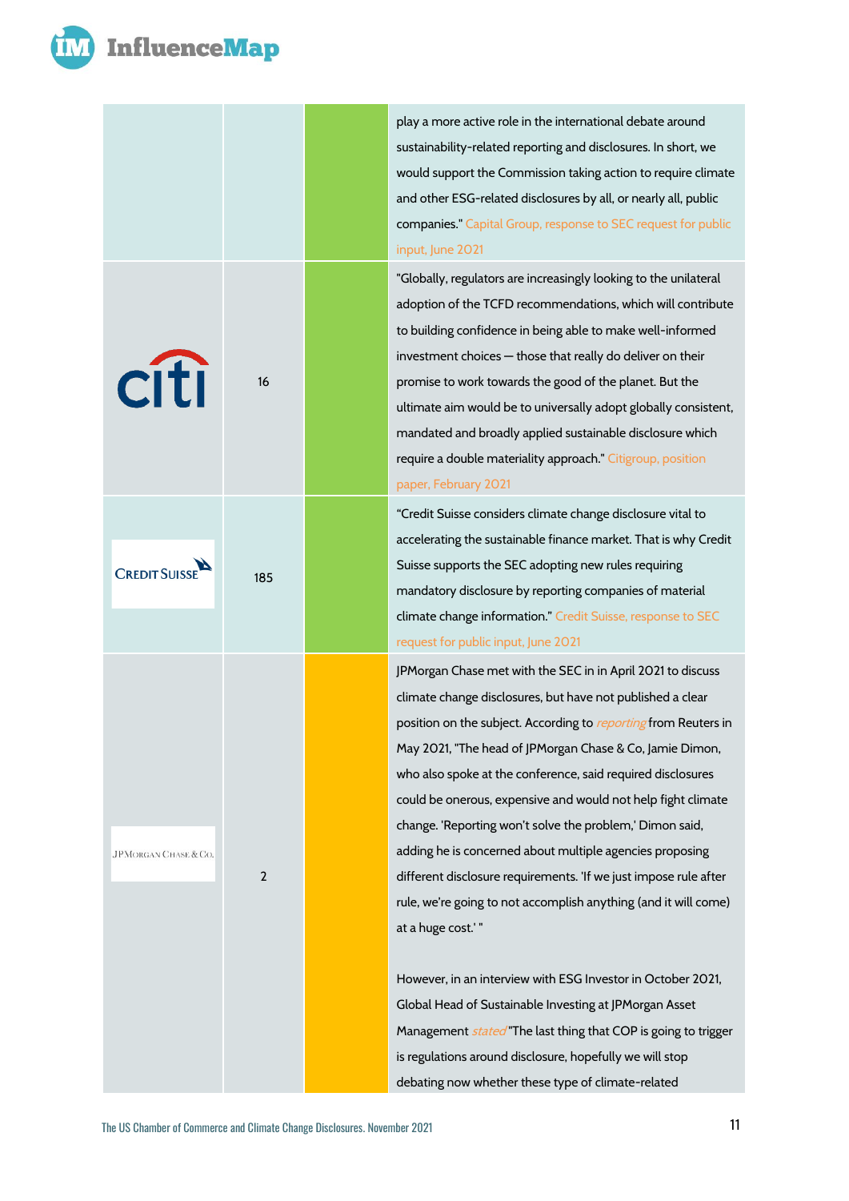| | | | |
|---|---|---|---|
| | | | play a more active role in the international debate around sustainability-related reporting and disclosures. In short, we would support the Commission taking action to require climate and other ESG-related disclosures by all, or nearly all, public companies." Capital Group, response to SEC request for public input, June 2021 |
| citi | 16 | | "Globally, regulators are increasingly looking to the unilateral adoption of the TCFD recommendations, which will contribute to building confidence in being able to make well-informed investment choices — those that really do deliver on their promise to work towards the good of the planet. But the ultimate aim would be to universally adopt globally consistent, mandated and broadly applied sustainable disclosure which require a double materiality approach." Citigroup, position paper, February 2021 |
| Credit Suisse | 185 | | "Credit Suisse considers climate change disclosure vital to accelerating the sustainable finance market. That is why Credit Suisse supports the SEC adopting new rules requiring mandatory disclosure by reporting companies of material climate change information." Credit Suisse, response to SEC request for public input, June 2021 |
| JPMorgan Chase & Co. | 2 | | JPMorgan Chase met with the SEC in in April 2021 to discuss climate change disclosures, but have not published a clear position on the subject. According to *reporting* from Reuters in May 2021, "The head of JPMorgan Chase & Co, Jamie Dimon, who also spoke at the conference, said required disclosures could be onerous, expensive and would not help fight climate change. 'Reporting won't solve the problem,' Dimon said, adding he is concerned about multiple agencies proposing different disclosure requirements. 'If we just impose rule after rule, we're going to not accomplish anything (and it will come) at a huge cost.' "<br><br>However, in an interview with ESG Investor in October 2021, Global Head of Sustainable Investing at JPMorgan Asset Management *stated* "The last thing that COP is going to trigger is regulations around disclosure, hopefully we will stop debating now whether these type of climate-related |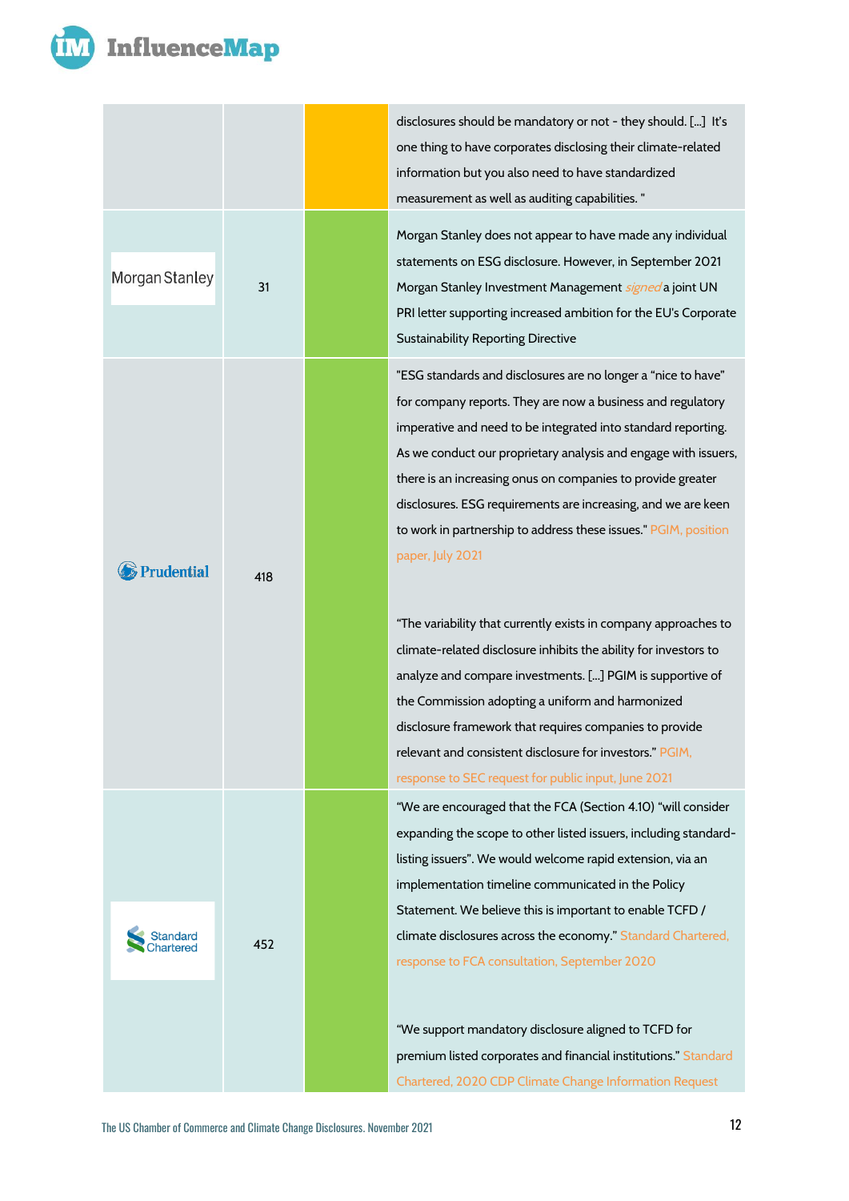| | | | |
|---|---|---|---|
| | | | disclosures should be mandatory or not - they should. [...] It's one thing to have corporates disclosing their climate-related information but you also need to have standardized measurement as well as auditing capabilities. " |
| Morgan Stanley | 31 | | Morgan Stanley does not appear to have made any individual statements on ESG disclosure. However, in September 2021 Morgan Stanley Investment Management *signed* a joint UN PRI letter supporting increased ambition for the EU's Corporate Sustainability Reporting Directive |
| Prudential | 418 | | "ESG standards and disclosures are no longer a "nice to have" for company reports. They are now a business and regulatory imperative and need to be integrated into standard reporting. As we conduct our proprietary analysis and engage with issuers, there is an increasing onus on companies to provide greater disclosures. ESG requirements are increasing, and we are keen to work in partnership to address these issues." PGIM, position paper, July 2021<br><br>"The variability that currently exists in company approaches to climate-related disclosure inhibits the ability for investors to analyze and compare investments. [...] PGIM is supportive of the Commission adopting a uniform and harmonized disclosure framework that requires companies to provide relevant and consistent disclosure for investors." PGIM, response to SEC request for public input, June 2021 |
| Standard Chartered | 452 | | "We are encouraged that the FCA (Section 4.10) "will consider expanding the scope to other listed issuers, including standard-listing issuers". We would welcome rapid extension, via an implementation timeline communicated in the Policy Statement. We believe this is important to enable TCFD / climate disclosures across the economy." Standard Chartered, response to FCA consultation, September 2020<br><br>"We support mandatory disclosure aligned to TCFD for premium listed corporates and financial institutions." Standard Chartered, 2020 CDP Climate Change Information Request |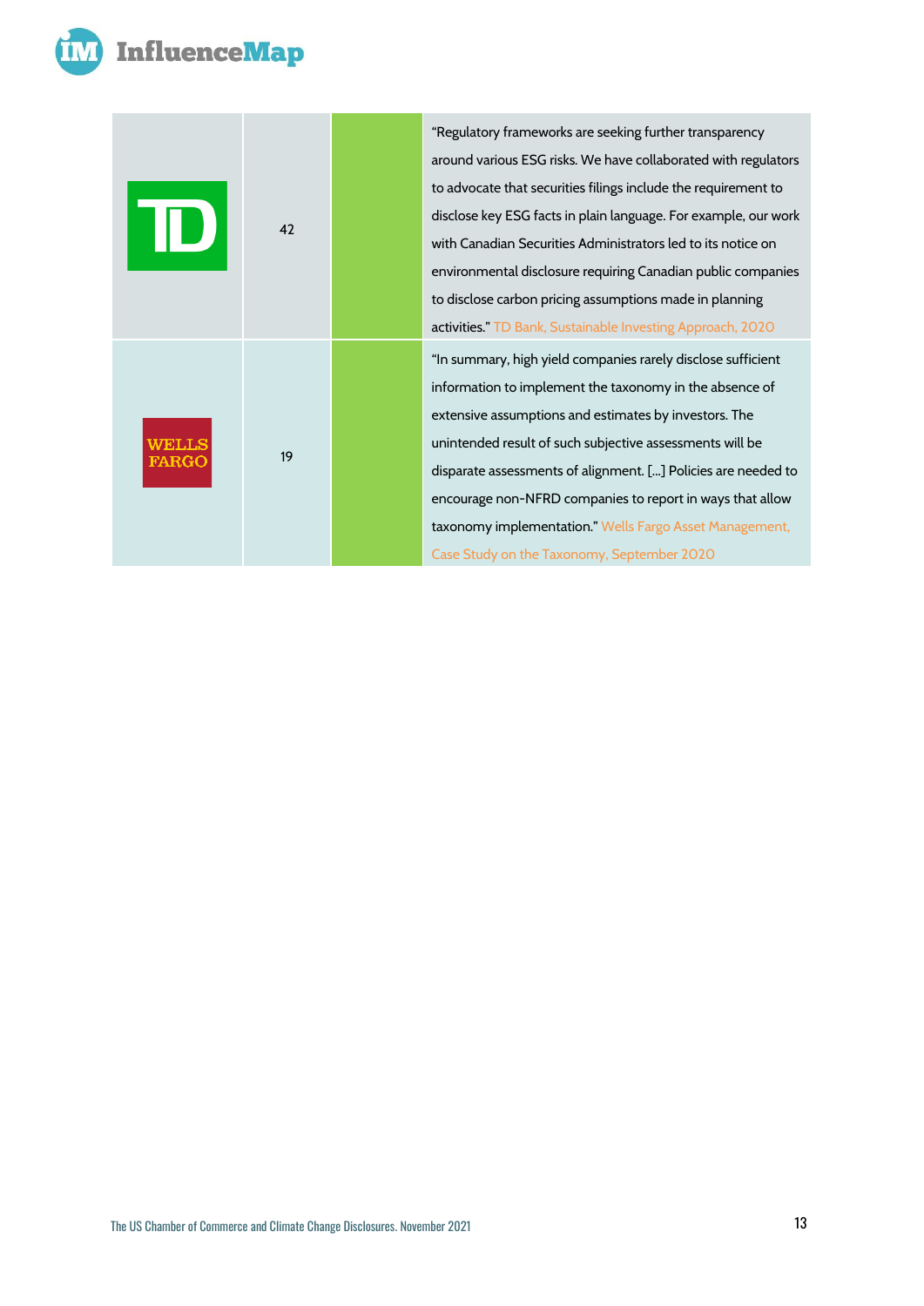| | | | |
|---|---|---|---|
| TD | 42 | | "Regulatory frameworks are seeking further transparency around various ESG risks. We have collaborated with regulators to advocate that securities filings include the requirement to disclose key ESG facts in plain language. For example, our work with Canadian Securities Administrators led to its notice on environmental disclosure requiring Canadian public companies to disclose carbon pricing assumptions made in planning activities." TD Bank, Sustainable Investing Approach, 2020 |
| WELLS FARGO | 19 | | "In summary, high yield companies rarely disclose sufficient information to implement the taxonomy in the absence of extensive assumptions and estimates by investors. The unintended result of such subjective assessments will be disparate assessments of alignment. [...] Policies are needed to encourage non-NFRD companies to report in ways that allow taxonomy implementation." Wells Fargo Asset Management, Case Study on the Taxonomy, September 2020 |